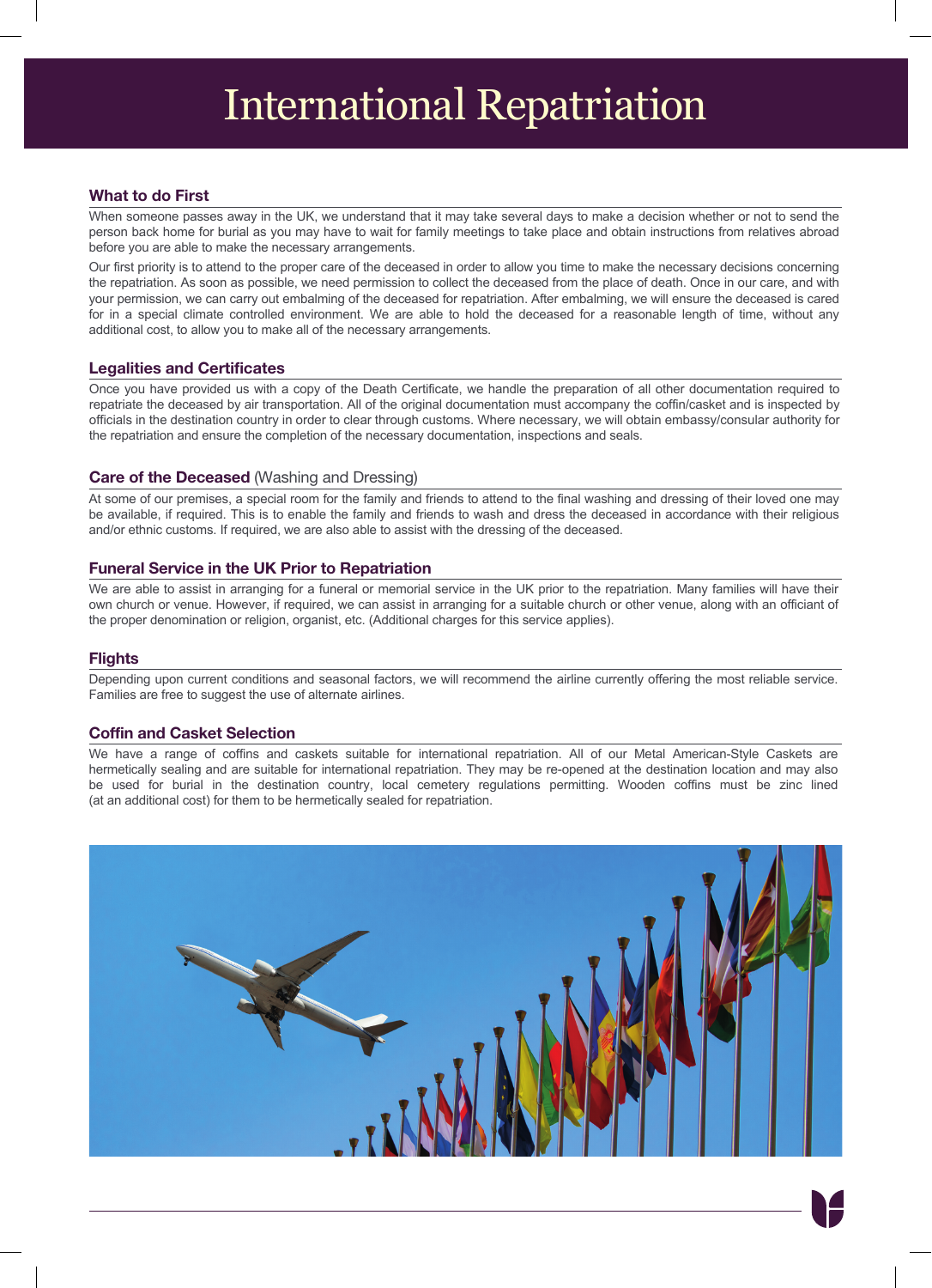# International Repatriation

## What to do First

When someone passes away in the UK, we understand that it may take several days to make a decision whether or not to send the person back home for burial as you may have to wait for family meetings to take place and obtain instructions from relatives abroad before you are able to make the necessary arrangements.

Our first priority is to attend to the proper care of the deceased in order to allow you time to make the necessary decisions concerning the repatriation. As soon as possible, we need permission to collect the deceased from the place of death. Once in our care, and with your permission, we can carry out embalming of the deceased for repatriation. After embalming, we will ensure the deceased is cared for in a special climate controlled environment. We are able to hold the deceased for a reasonable length of time, without any additional cost, to allow you to make all of the necessary arrangements.

## Legalities and Certificates

Once you have provided us with a copy of the Death Certificate, we handle the preparation of all other documentation required to repatriate the deceased by air transportation. All of the original documentation must accompany the coffin/casket and is inspected by officials in the destination country in order to clear through customs. Where necessary, we will obtain embassy/consular authority for the repatriation and ensure the completion of the necessary documentation, inspections and seals.

## Care of the Deceased (Washing and Dressing)

At some of our premises, a special room for the family and friends to attend to the final washing and dressing of their loved one may be available, if required. This is to enable the family and friends to wash and dress the deceased in accordance with their religious and/or ethnic customs. If required, we are also able to assist with the dressing of the deceased.

## Funeral Service in the UK Prior to Repatriation

We are able to assist in arranging for a funeral or memorial service in the UK prior to the repatriation. Many families will have their own church or venue. However, if required, we can assist in arranging for a suitable church or other venue, along with an officiant of the proper denomination or religion, organist, etc. (Additional charges for this service applies).

## Flights

Depending upon current conditions and seasonal factors, we will recommend the airline currently offering the most reliable service. Families are free to suggest the use of alternate airlines.

## Coffin and Casket Selection

We have a range of coffins and caskets suitable for international repatriation. All of our Metal American-Style Caskets are hermetically sealing and are suitable for international repatriation. They may be re-opened at the destination location and may also be used for burial in the destination country, local cemetery regulations permitting. Wooden coffins must be zinc lined (at an additional cost) for them to be hermetically sealed for repatriation.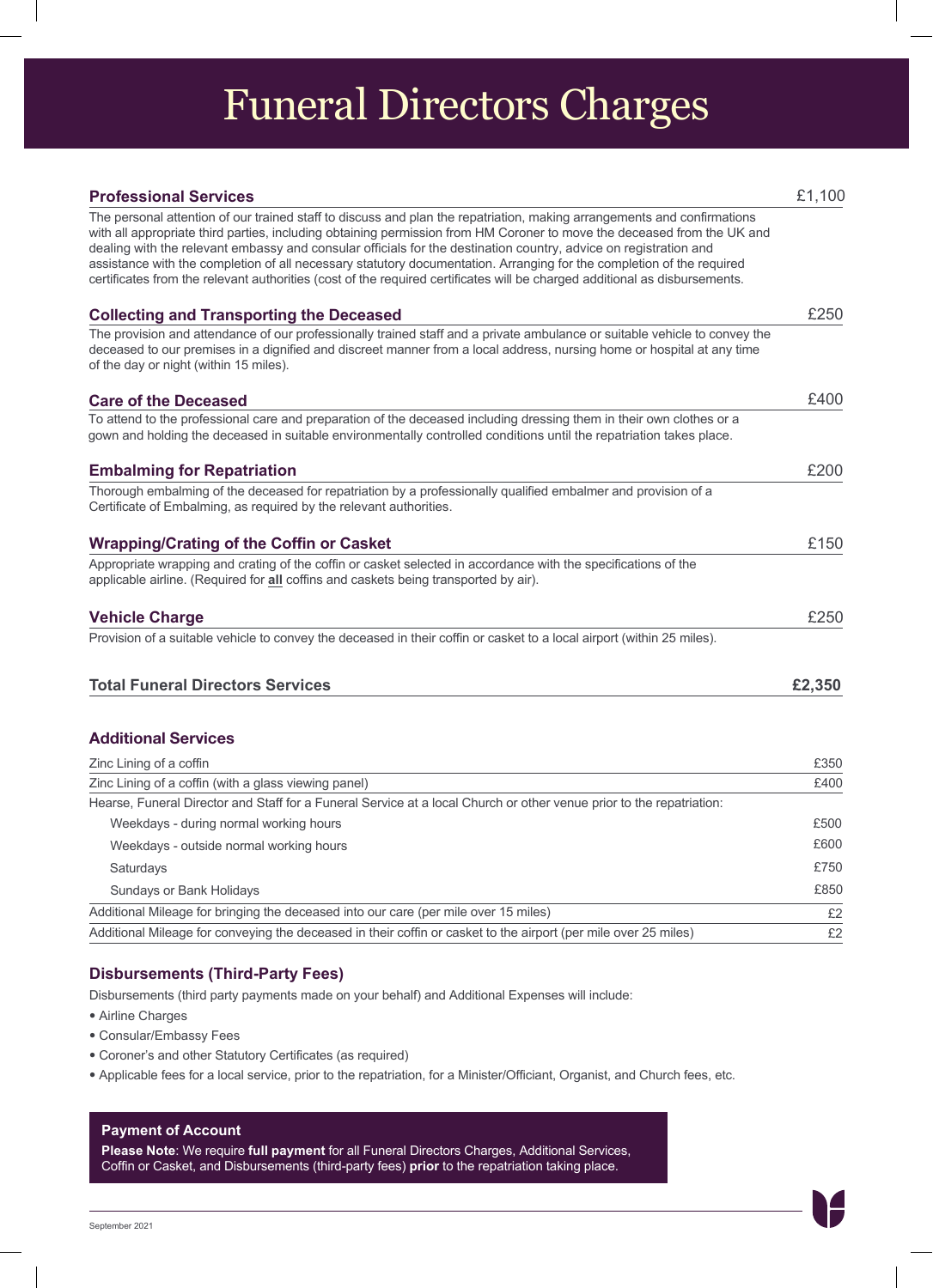# Funeral Directors Charges

### Professional Services — £1,100

The personal attention of our trained staff to discuss and plan the repatriation, making arrangements and confirmations with all appropriate third parties, including obtaining permission from HM Coroner to move the deceased from the UK and dealing with the relevant embassy and consular officials for the destination country, advice on registration and assistance with the completion of all necessary statutory documentation. Arranging for the completion of the required certificates from the relevant authorities (cost of the required certificates will be charged additional as disbursements.

### Collecting and Transporting the Deceased — £250

The provision and attendance of our professionally trained staff and a private ambulance or suitable vehicle to convey the deceased to our premises in a dignified and discreet manner from a local address, nursing home or hospital at any time of the day or night (within 15 miles).

### Care of the Deceased — £400

To attend to the professional care and preparation of the deceased including dressing them in their own clothes or a gown and holding the deceased in suitable environmentally controlled conditions until the repatriation takes place.

### Embalming for Repatriation — £200

Thorough embalming of the deceased for repatriation by a professionally qualified embalmer and provision of a Certificate of Embalming, as required by the relevant authorities.

### Wrapping/Crating of the Coffin or Casket — £150

Appropriate wrapping and crating of the coffin or casket selected in accordance with the specifications of the applicable airline. (Required for **all** coffins and caskets being transported by air).

### Vehicle Charge — £250

Provision of a suitable vehicle to convey the deceased in their coffin or casket to a local airport (within 25 miles).

### Total Funeral Directors Services — **£2,350**

## Additional Services

| | |
|---|---|
| Zinc Lining of a coffin | £350 |
| Zinc Lining of a coffin (with a glass viewing panel) | £400 |
| Hearse, Funeral Director and Staff for a Funeral Service at a local Church or other venue prior to the repatriation: | |
| Weekdays - during normal working hours | £500 |
| Weekdays - outside normal working hours | £600 |
| Saturdays | £750 |
| Sundays or Bank Holidays | £850 |
| Additional Mileage for bringing the deceased into our care (per mile over 15 miles) | £2 |
| Additional Mileage for conveying the deceased in their coffin or casket to the airport (per mile over 25 miles) | £2 |

## Disbursements (Third-Party Fees)

Disbursements (third party payments made on your behalf) and Additional Expenses will include:

- Airline Charges
- Consular/Embassy Fees
- Coroner's and other Statutory Certificates (as required)
- Applicable fees for a local service, prior to the repatriation, for a Minister/Officiant, Organist, and Church fees, etc.

**Payment of Account**

**Please Note**: We require **full payment** for all Funeral Directors Charges, Additional Services, Coffin or Casket, and Disbursements (third-party fees) **prior** to the repatriation taking place.

September 2021